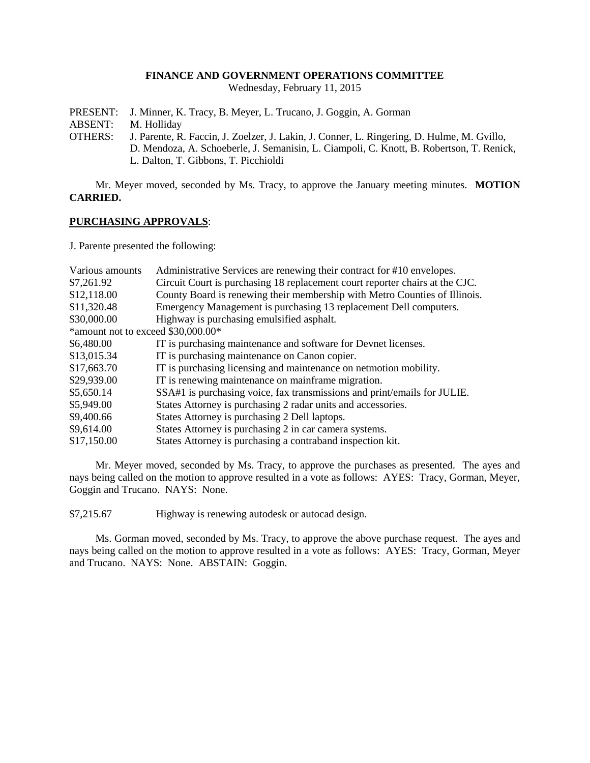**FINANCE AND GOVERNMENT OPERATIONS COMMITTEE**
Wednesday, February 11, 2015

PRESENT: J. Minner, K. Tracy, B. Meyer, L. Trucano, J. Goggin, A. Gorman
ABSENT: M. Holliday
OTHERS: J. Parente, R. Faccin, J. Zoelzer, J. Lakin, J. Conner, L. Ringering, D. Hulme, M. Gvillo, D. Mendoza, A. Schoeberle, J. Semanisin, L. Ciampoli, C. Knott, B. Robertson, T. Renick, L. Dalton, T. Gibbons, T. Picchioldi

Mr. Meyer moved, seconded by Ms. Tracy, to approve the January meeting minutes. **MOTION CARRIED.**

**PURCHASING APPROVALS**:

J. Parente presented the following:

| | |
|---|---|
| Various amounts | Administrative Services are renewing their contract for #10 envelopes. |
| $7,261.92 | Circuit Court is purchasing 18 replacement court reporter chairs at the CJC. |
| $12,118.00 | County Board is renewing their membership with Metro Counties of Illinois. |
| $11,320.48 | Emergency Management is purchasing 13 replacement Dell computers. |
| $30,000.00 | Highway is purchasing emulsified asphalt. |
| *amount not to exceed $30,000.00* | |
| $6,480.00 | IT is purchasing maintenance and software for Devnet licenses. |
| $13,015.34 | IT is purchasing maintenance on Canon copier. |
| $17,663.70 | IT is purchasing licensing and maintenance on netmotion mobility. |
| $29,939.00 | IT is renewing maintenance on mainframe migration. |
| $5,650.14 | SSA#1 is purchasing voice, fax transmissions and print/emails for JULIE. |
| $5,949.00 | States Attorney is purchasing 2 radar units and accessories. |
| $9,400.66 | States Attorney is purchasing 2 Dell laptops. |
| $9,614.00 | States Attorney is purchasing 2 in car camera systems. |
| $17,150.00 | States Attorney is purchasing a contraband inspection kit. |

Mr. Meyer moved, seconded by Ms. Tracy, to approve the purchases as presented. The ayes and nays being called on the motion to approve resulted in a vote as follows: AYES: Tracy, Gorman, Meyer, Goggin and Trucano. NAYS: None.

| | |
|---|---|
| $7,215.67 | Highway is renewing autodesk or autocad design. |

Ms. Gorman moved, seconded by Ms. Tracy, to approve the above purchase request. The ayes and nays being called on the motion to approve resulted in a vote as follows: AYES: Tracy, Gorman, Meyer and Trucano. NAYS: None. ABSTAIN: Goggin.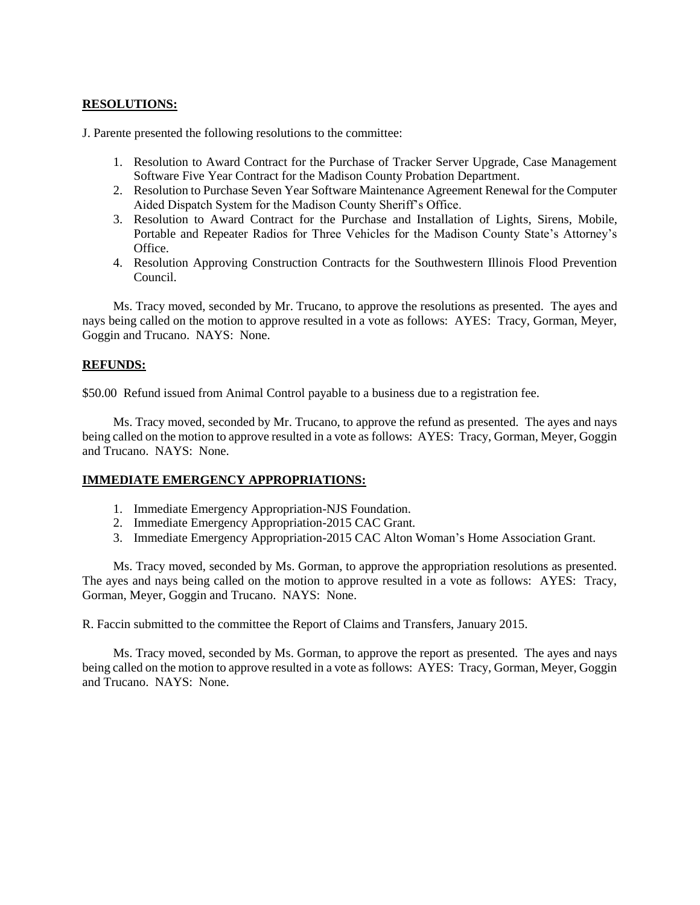**RESOLUTIONS:**

J. Parente presented the following resolutions to the committee:

1. Resolution to Award Contract for the Purchase of Tracker Server Upgrade, Case Management Software Five Year Contract for the Madison County Probation Department.
2. Resolution to Purchase Seven Year Software Maintenance Agreement Renewal for the Computer Aided Dispatch System for the Madison County Sheriff's Office.
3. Resolution to Award Contract for the Purchase and Installation of Lights, Sirens, Mobile, Portable and Repeater Radios for Three Vehicles for the Madison County State's Attorney's Office.
4. Resolution Approving Construction Contracts for the Southwestern Illinois Flood Prevention Council.

Ms. Tracy moved, seconded by Mr. Trucano, to approve the resolutions as presented. The ayes and nays being called on the motion to approve resulted in a vote as follows: AYES: Tracy, Gorman, Meyer, Goggin and Trucano. NAYS: None.

**REFUNDS:**

$50.00 Refund issued from Animal Control payable to a business due to a registration fee.

Ms. Tracy moved, seconded by Mr. Trucano, to approve the refund as presented. The ayes and nays being called on the motion to approve resulted in a vote as follows: AYES: Tracy, Gorman, Meyer, Goggin and Trucano. NAYS: None.

**IMMEDIATE EMERGENCY APPROPRIATIONS:**

1. Immediate Emergency Appropriation-NJS Foundation.
2. Immediate Emergency Appropriation-2015 CAC Grant.
3. Immediate Emergency Appropriation-2015 CAC Alton Woman's Home Association Grant.

Ms. Tracy moved, seconded by Ms. Gorman, to approve the appropriation resolutions as presented. The ayes and nays being called on the motion to approve resulted in a vote as follows: AYES: Tracy, Gorman, Meyer, Goggin and Trucano. NAYS: None.

R. Faccin submitted to the committee the Report of Claims and Transfers, January 2015.

Ms. Tracy moved, seconded by Ms. Gorman, to approve the report as presented. The ayes and nays being called on the motion to approve resulted in a vote as follows: AYES: Tracy, Gorman, Meyer, Goggin and Trucano. NAYS: None.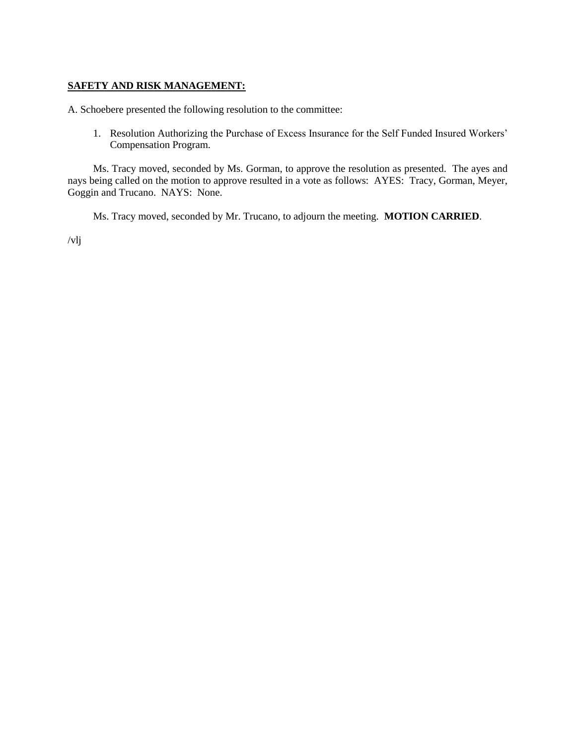**SAFETY AND RISK MANAGEMENT:**

A. Schoebere presented the following resolution to the committee:

1. Resolution Authorizing the Purchase of Excess Insurance for the Self Funded Insured Workers' Compensation Program.

Ms. Tracy moved, seconded by Ms. Gorman, to approve the resolution as presented. The ayes and nays being called on the motion to approve resulted in a vote as follows: AYES: Tracy, Gorman, Meyer, Goggin and Trucano. NAYS: None.

Ms. Tracy moved, seconded by Mr. Trucano, to adjourn the meeting. **MOTION CARRIED**.

/vlj